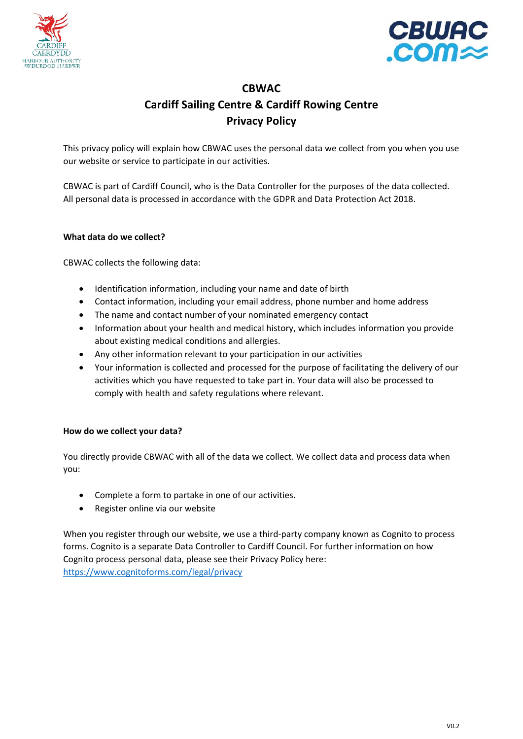# CBWAC
## Cardiff Sailing Centre & Cardiff Rowing Centre
## Privacy Policy

This privacy policy will explain how CBWAC uses the personal data we collect from you when you use our website or service to participate in our activities.

CBWAC is part of Cardiff Council, who is the Data Controller for the purposes of the data collected. All personal data is processed in accordance with the GDPR and Data Protection Act 2018.

**What data do we collect?**

CBWAC collects the following data:

- Identification information, including your name and date of birth
- Contact information, including your email address, phone number and home address
- The name and contact number of your nominated emergency contact
- Information about your health and medical history, which includes information you provide about existing medical conditions and allergies.
- Any other information relevant to your participation in our activities
- Your information is collected and processed for the purpose of facilitating the delivery of our activities which you have requested to take part in. Your data will also be processed to comply with health and safety regulations where relevant.

**How do we collect your data?**

You directly provide CBWAC with all of the data we collect. We collect data and process data when you:

- Complete a form to partake in one of our activities.
- Register online via our website

When you register through our website, we use a third-party company known as Cognito to process forms. Cognito is a separate Data Controller to Cardiff Council. For further information on how Cognito process personal data, please see their Privacy Policy here: https://www.cognitoforms.com/legal/privacy

V0.2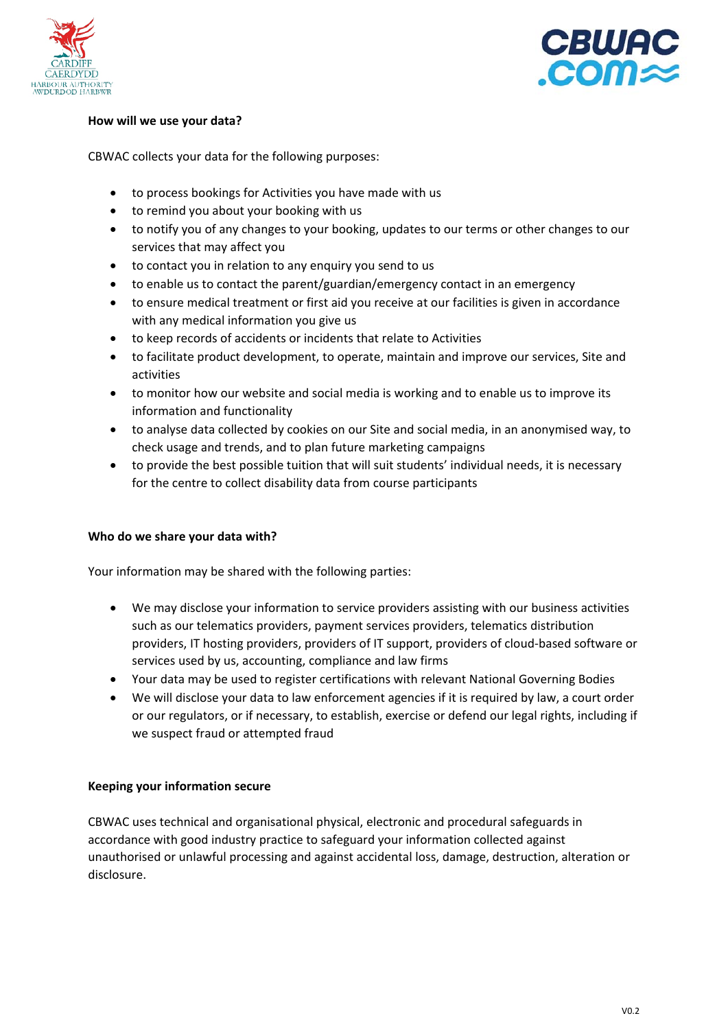**How will we use your data?**

CBWAC collects your data for the following purposes:

- to process bookings for Activities you have made with us
- to remind you about your booking with us
- to notify you of any changes to your booking, updates to our terms or other changes to our services that may affect you
- to contact you in relation to any enquiry you send to us
- to enable us to contact the parent/guardian/emergency contact in an emergency
- to ensure medical treatment or first aid you receive at our facilities is given in accordance with any medical information you give us
- to keep records of accidents or incidents that relate to Activities
- to facilitate product development, to operate, maintain and improve our services, Site and activities
- to monitor how our website and social media is working and to enable us to improve its information and functionality
- to analyse data collected by cookies on our Site and social media, in an anonymised way, to check usage and trends, and to plan future marketing campaigns
- to provide the best possible tuition that will suit students' individual needs, it is necessary for the centre to collect disability data from course participants

**Who do we share your data with?**

Your information may be shared with the following parties:

- We may disclose your information to service providers assisting with our business activities such as our telematics providers, payment services providers, telematics distribution providers, IT hosting providers, providers of IT support, providers of cloud-based software or services used by us, accounting, compliance and law firms
- Your data may be used to register certifications with relevant National Governing Bodies
- We will disclose your data to law enforcement agencies if it is required by law, a court order or our regulators, or if necessary, to establish, exercise or defend our legal rights, including if we suspect fraud or attempted fraud

**Keeping your information secure**

CBWAC uses technical and organisational physical, electronic and procedural safeguards in accordance with good industry practice to safeguard your information collected against unauthorised or unlawful processing and against accidental loss, damage, destruction, alteration or disclosure.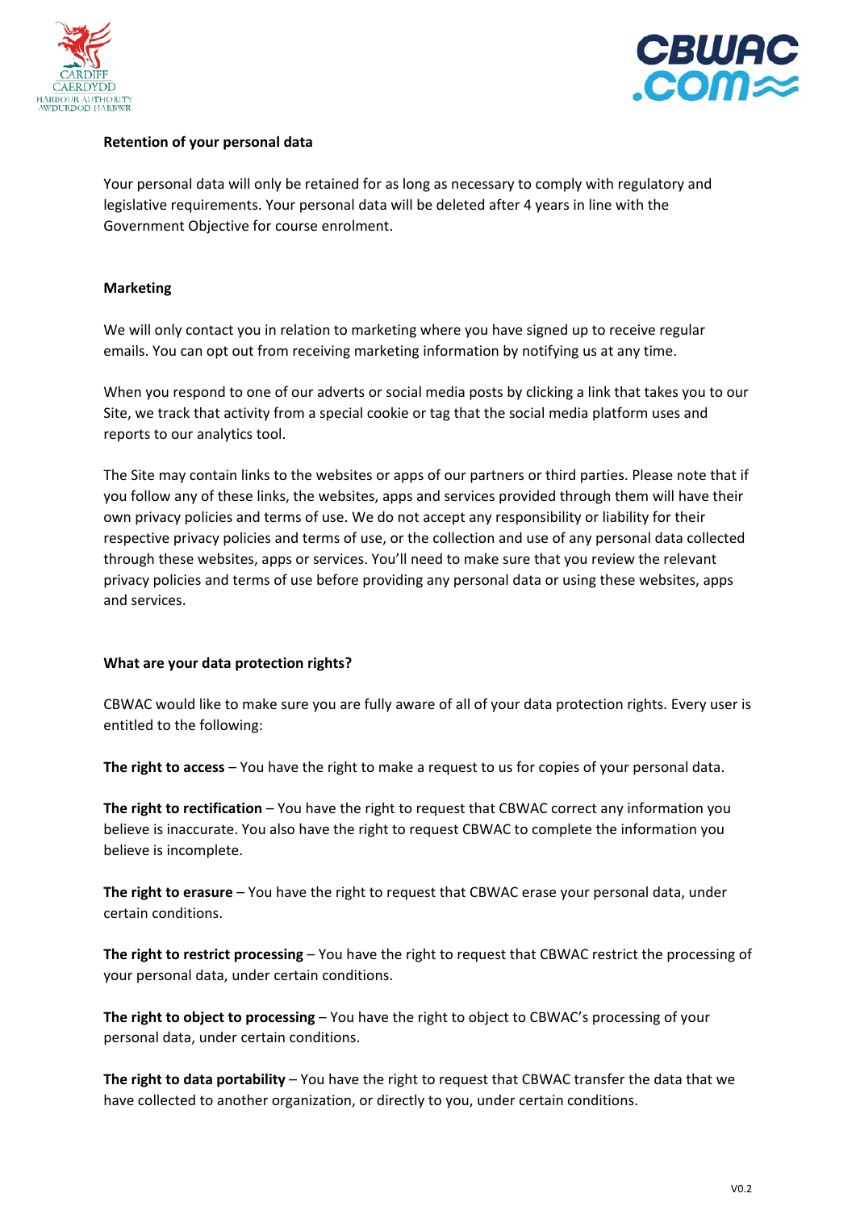**Retention of your personal data**

Your personal data will only be retained for as long as necessary to comply with regulatory and legislative requirements. Your personal data will be deleted after 4 years in line with the Government Objective for course enrolment.

**Marketing**

We will only contact you in relation to marketing where you have signed up to receive regular emails. You can opt out from receiving marketing information by notifying us at any time.

When you respond to one of our adverts or social media posts by clicking a link that takes you to our Site, we track that activity from a special cookie or tag that the social media platform uses and reports to our analytics tool.

The Site may contain links to the websites or apps of our partners or third parties. Please note that if you follow any of these links, the websites, apps and services provided through them will have their own privacy policies and terms of use. We do not accept any responsibility or liability for their respective privacy policies and terms of use, or the collection and use of any personal data collected through these websites, apps or services. You'll need to make sure that you review the relevant privacy policies and terms of use before providing any personal data or using these websites, apps and services.

**What are your data protection rights?**

CBWAC would like to make sure you are fully aware of all of your data protection rights. Every user is entitled to the following:

**The right to access** – You have the right to make a request to us for copies of your personal data.

**The right to rectification** – You have the right to request that CBWAC correct any information you believe is inaccurate. You also have the right to request CBWAC to complete the information you believe is incomplete.

**The right to erasure** – You have the right to request that CBWAC erase your personal data, under certain conditions.

**The right to restrict processing** – You have the right to request that CBWAC restrict the processing of your personal data, under certain conditions.

**The right to object to processing** – You have the right to object to CBWAC's processing of your personal data, under certain conditions.

**The right to data portability** – You have the right to request that CBWAC transfer the data that we have collected to another organization, or directly to you, under certain conditions.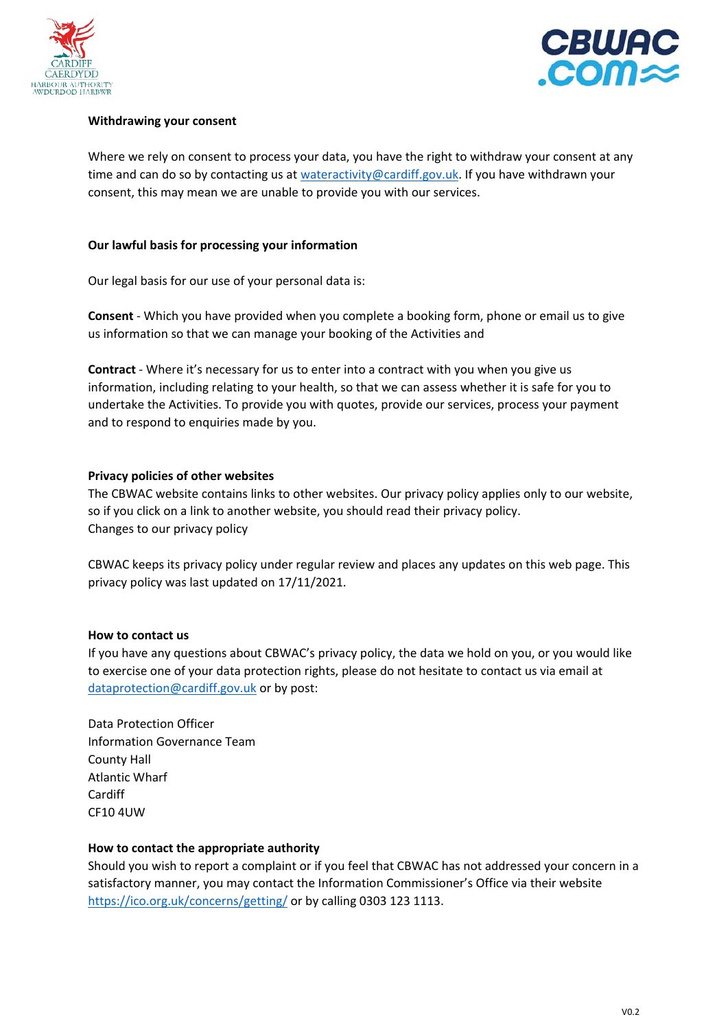**Withdrawing your consent**

Where we rely on consent to process your data, you have the right to withdraw your consent at any time and can do so by contacting us at wateractivity@cardiff.gov.uk. If you have withdrawn your consent, this may mean we are unable to provide you with our services.

**Our lawful basis for processing your information**

Our legal basis for our use of your personal data is:

**Consent** - Which you have provided when you complete a booking form, phone or email us to give us information so that we can manage your booking of the Activities and

**Contract** - Where it's necessary for us to enter into a contract with you when you give us information, including relating to your health, so that we can assess whether it is safe for you to undertake the Activities. To provide you with quotes, provide our services, process your payment and to respond to enquiries made by you.

**Privacy policies of other websites**

The CBWAC website contains links to other websites. Our privacy policy applies only to our website, so if you click on a link to another website, you should read their privacy policy.

Changes to our privacy policy

CBWAC keeps its privacy policy under regular review and places any updates on this web page. This privacy policy was last updated on 17/11/2021.

**How to contact us**

If you have any questions about CBWAC's privacy policy, the data we hold on you, or you would like to exercise one of your data protection rights, please do not hesitate to contact us via email at dataprotection@cardiff.gov.uk or by post:

Data Protection Officer
Information Governance Team
County Hall
Atlantic Wharf
Cardiff
CF10 4UW

**How to contact the appropriate authority**

Should you wish to report a complaint or if you feel that CBWAC has not addressed your concern in a satisfactory manner, you may contact the Information Commissioner's Office via their website https://ico.org.uk/concerns/getting/ or by calling 0303 123 1113.